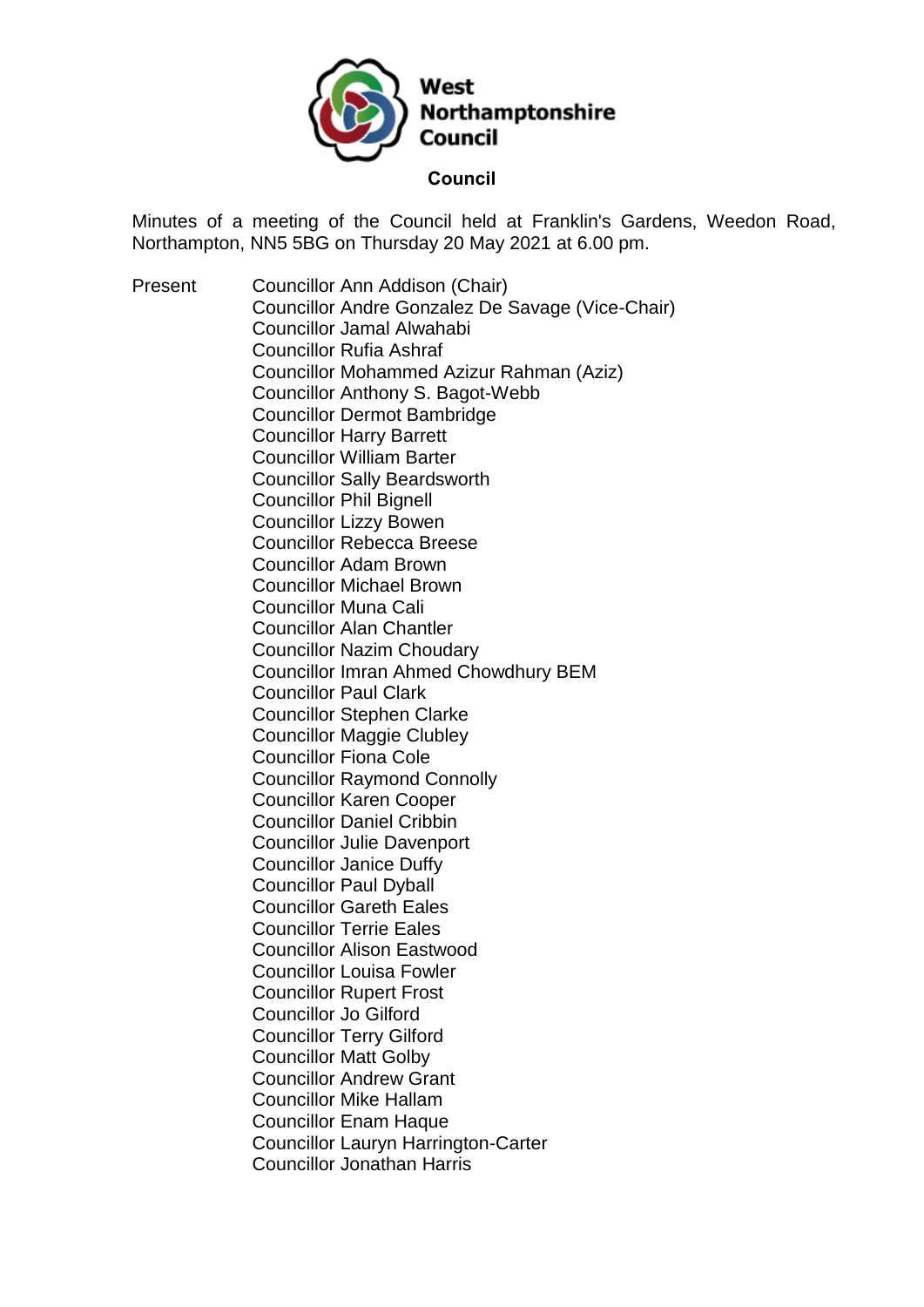**West Northamptonshire Council**

# Council

Minutes of a meeting of the Council held at Franklin's Gardens, Weedon Road, Northampton, NN5 5BG on Thursday 20 May 2021 at 6.00 pm.

Present

Councillor Ann Addison (Chair)
Councillor Andre Gonzalez De Savage (Vice-Chair)
Councillor Jamal Alwahabi
Councillor Rufia Ashraf
Councillor Mohammed Azizur Rahman (Aziz)
Councillor Anthony S. Bagot-Webb
Councillor Dermot Bambridge
Councillor Harry Barrett
Councillor William Barter
Councillor Sally Beardsworth
Councillor Phil Bignell
Councillor Lizzy Bowen
Councillor Rebecca Breese
Councillor Adam Brown
Councillor Michael Brown
Councillor Muna Cali
Councillor Alan Chantler
Councillor Nazim Choudary
Councillor Imran Ahmed Chowdhury BEM
Councillor Paul Clark
Councillor Stephen Clarke
Councillor Maggie Clubley
Councillor Fiona Cole
Councillor Raymond Connolly
Councillor Karen Cooper
Councillor Daniel Cribbin
Councillor Julie Davenport
Councillor Janice Duffy
Councillor Paul Dyball
Councillor Gareth Eales
Councillor Terrie Eales
Councillor Alison Eastwood
Councillor Louisa Fowler
Councillor Rupert Frost
Councillor Jo Gilford
Councillor Terry Gilford
Councillor Matt Golby
Councillor Andrew Grant
Councillor Mike Hallam
Councillor Enam Haque
Councillor Lauryn Harrington-Carter
Councillor Jonathan Harris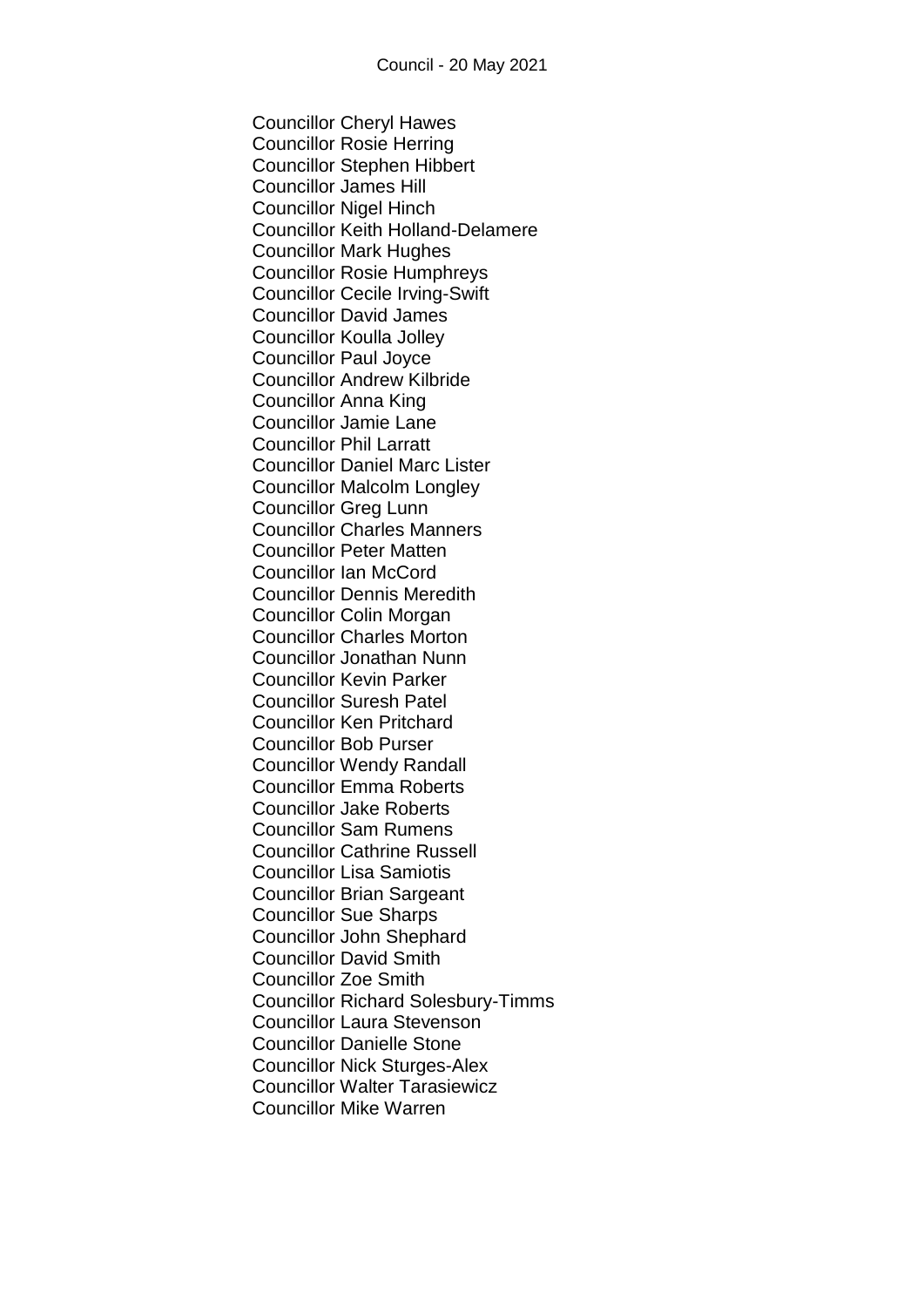Councillor Cheryl Hawes
Councillor Rosie Herring
Councillor Stephen Hibbert
Councillor James Hill
Councillor Nigel Hinch
Councillor Keith Holland-Delamere
Councillor Mark Hughes
Councillor Rosie Humphreys
Councillor Cecile Irving-Swift
Councillor David James
Councillor Koulla Jolley
Councillor Paul Joyce
Councillor Andrew Kilbride
Councillor Anna King
Councillor Jamie Lane
Councillor Phil Larratt
Councillor Daniel Marc Lister
Councillor Malcolm Longley
Councillor Greg Lunn
Councillor Charles Manners
Councillor Peter Matten
Councillor Ian McCord
Councillor Dennis Meredith
Councillor Colin Morgan
Councillor Charles Morton
Councillor Jonathan Nunn
Councillor Kevin Parker
Councillor Suresh Patel
Councillor Ken Pritchard
Councillor Bob Purser
Councillor Wendy Randall
Councillor Emma Roberts
Councillor Jake Roberts
Councillor Sam Rumens
Councillor Cathrine Russell
Councillor Lisa Samiotis
Councillor Brian Sargeant
Councillor Sue Sharps
Councillor John Shephard
Councillor David Smith
Councillor Zoe Smith
Councillor Richard Solesbury-Timms
Councillor Laura Stevenson
Councillor Danielle Stone
Councillor Nick Sturges-Alex
Councillor Walter Tarasiewicz
Councillor Mike Warren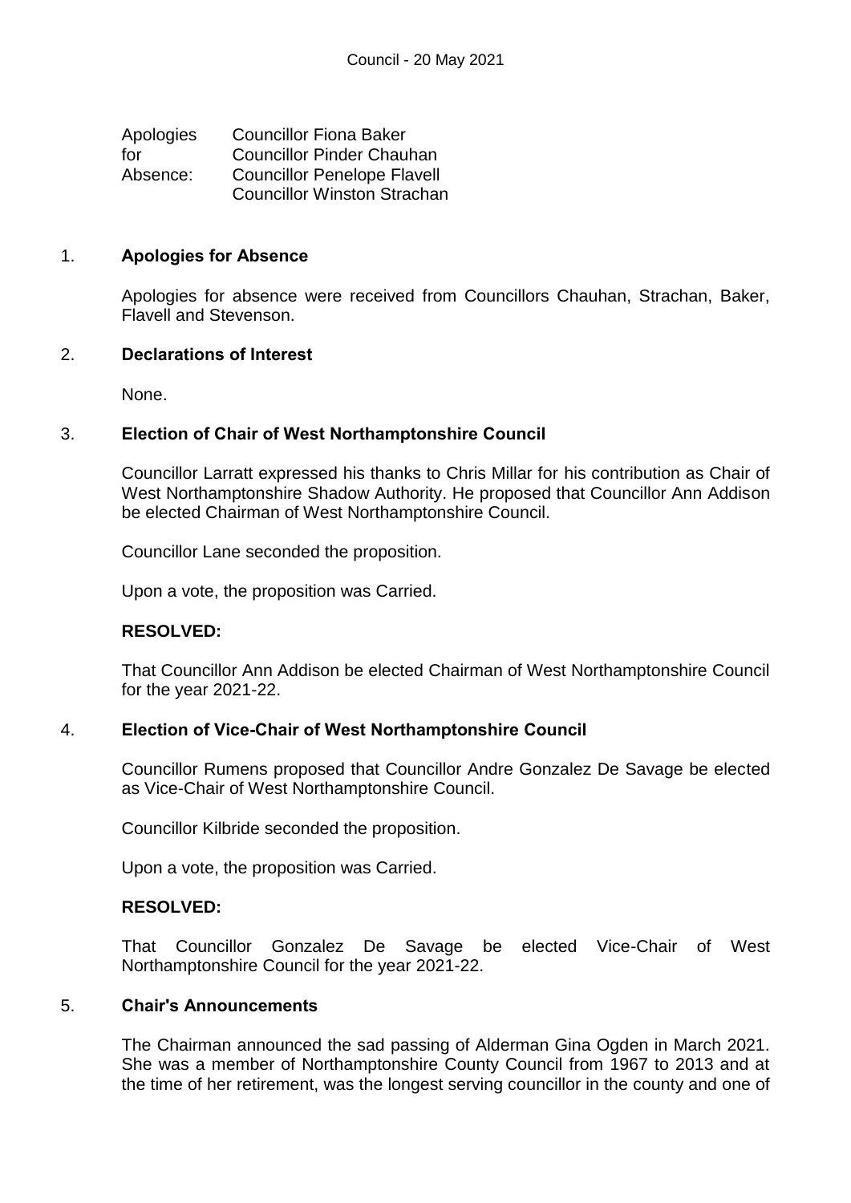Apologies for Absence: Councillor Fiona Baker
Councillor Pinder Chauhan
Councillor Penelope Flavell
Councillor Winston Strachan

## 1. Apologies for Absence

Apologies for absence were received from Councillors Chauhan, Strachan, Baker, Flavell and Stevenson.

## 2. Declarations of Interest

None.

## 3. Election of Chair of West Northamptonshire Council

Councillor Larratt expressed his thanks to Chris Millar for his contribution as Chair of West Northamptonshire Shadow Authority. He proposed that Councillor Ann Addison be elected Chairman of West Northamptonshire Council.

Councillor Lane seconded the proposition.

Upon a vote, the proposition was Carried.

**RESOLVED:**

That Councillor Ann Addison be elected Chairman of West Northamptonshire Council for the year 2021-22.

## 4. Election of Vice-Chair of West Northamptonshire Council

Councillor Rumens proposed that Councillor Andre Gonzalez De Savage be elected as Vice-Chair of West Northamptonshire Council.

Councillor Kilbride seconded the proposition.

Upon a vote, the proposition was Carried.

**RESOLVED:**

That Councillor Gonzalez De Savage be elected Vice-Chair of West Northamptonshire Council for the year 2021-22.

## 5. Chair's Announcements

The Chairman announced the sad passing of Alderman Gina Ogden in March 2021. She was a member of Northamptonshire County Council from 1967 to 2013 and at the time of her retirement, was the longest serving councillor in the county and one of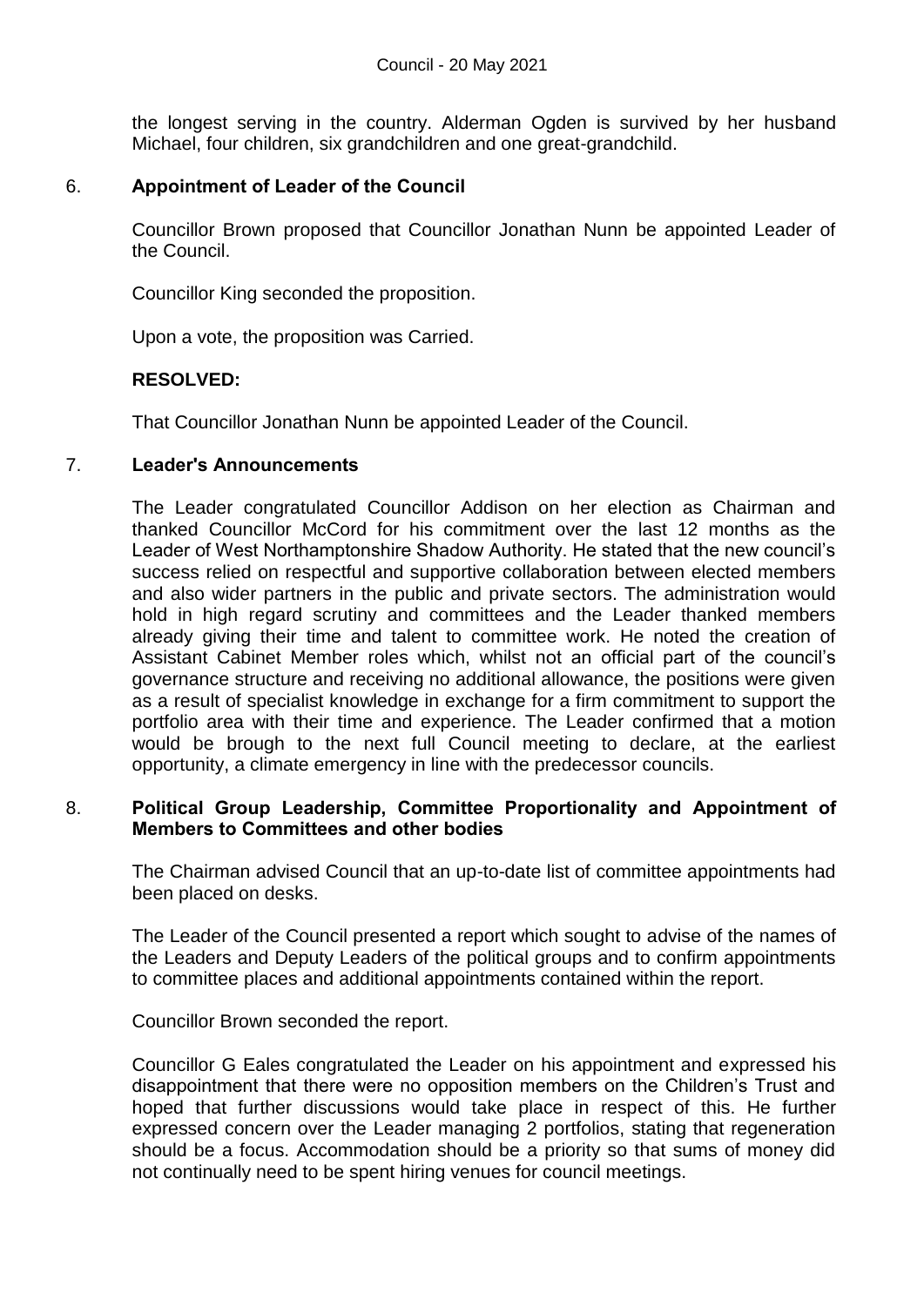the longest serving in the country. Alderman Ogden is survived by her husband Michael, four children, six grandchildren and one great-grandchild.

## 6. Appointment of Leader of the Council

Councillor Brown proposed that Councillor Jonathan Nunn be appointed Leader of the Council.

Councillor King seconded the proposition.

Upon a vote, the proposition was Carried.

**RESOLVED:**

That Councillor Jonathan Nunn be appointed Leader of the Council.

## 7. Leader's Announcements

The Leader congratulated Councillor Addison on her election as Chairman and thanked Councillor McCord for his commitment over the last 12 months as the Leader of West Northamptonshire Shadow Authority. He stated that the new council's success relied on respectful and supportive collaboration between elected members and also wider partners in the public and private sectors. The administration would hold in high regard scrutiny and committees and the Leader thanked members already giving their time and talent to committee work. He noted the creation of Assistant Cabinet Member roles which, whilst not an official part of the council's governance structure and receiving no additional allowance, the positions were given as a result of specialist knowledge in exchange for a firm commitment to support the portfolio area with their time and experience. The Leader confirmed that a motion would be brough to the next full Council meeting to declare, at the earliest opportunity, a climate emergency in line with the predecessor councils.

## 8. Political Group Leadership, Committee Proportionality and Appointment of Members to Committees and other bodies

The Chairman advised Council that an up-to-date list of committee appointments had been placed on desks.

The Leader of the Council presented a report which sought to advise of the names of the Leaders and Deputy Leaders of the political groups and to confirm appointments to committee places and additional appointments contained within the report.

Councillor Brown seconded the report.

Councillor G Eales congratulated the Leader on his appointment and expressed his disappointment that there were no opposition members on the Children's Trust and hoped that further discussions would take place in respect of this. He further expressed concern over the Leader managing 2 portfolios, stating that regeneration should be a focus. Accommodation should be a priority so that sums of money did not continually need to be spent hiring venues for council meetings.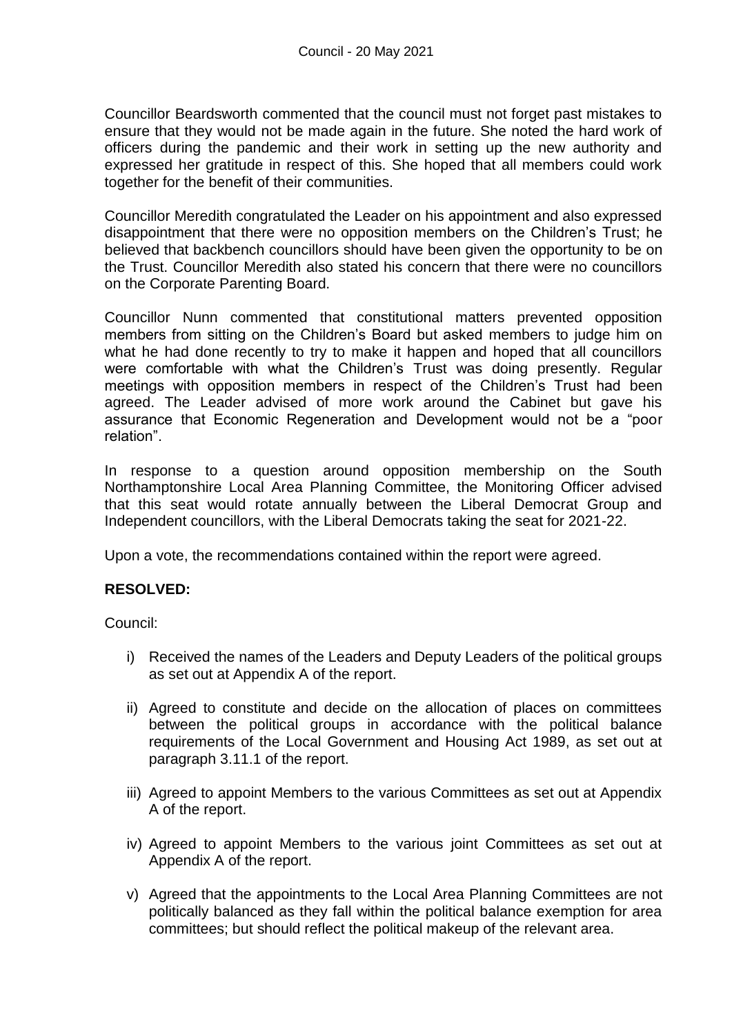Councillor Beardsworth commented that the council must not forget past mistakes to ensure that they would not be made again in the future. She noted the hard work of officers during the pandemic and their work in setting up the new authority and expressed her gratitude in respect of this. She hoped that all members could work together for the benefit of their communities.

Councillor Meredith congratulated the Leader on his appointment and also expressed disappointment that there were no opposition members on the Children's Trust; he believed that backbench councillors should have been given the opportunity to be on the Trust. Councillor Meredith also stated his concern that there were no councillors on the Corporate Parenting Board.

Councillor Nunn commented that constitutional matters prevented opposition members from sitting on the Children's Board but asked members to judge him on what he had done recently to try to make it happen and hoped that all councillors were comfortable with what the Children's Trust was doing presently. Regular meetings with opposition members in respect of the Children's Trust had been agreed. The Leader advised of more work around the Cabinet but gave his assurance that Economic Regeneration and Development would not be a "poor relation".

In response to a question around opposition membership on the South Northamptonshire Local Area Planning Committee, the Monitoring Officer advised that this seat would rotate annually between the Liberal Democrat Group and Independent councillors, with the Liberal Democrats taking the seat for 2021-22.

Upon a vote, the recommendations contained within the report were agreed.

**RESOLVED:**

Council:

i) Received the names of the Leaders and Deputy Leaders of the political groups as set out at Appendix A of the report.

ii) Agreed to constitute and decide on the allocation of places on committees between the political groups in accordance with the political balance requirements of the Local Government and Housing Act 1989, as set out at paragraph 3.11.1 of the report.

iii) Agreed to appoint Members to the various Committees as set out at Appendix A of the report.

iv) Agreed to appoint Members to the various joint Committees as set out at Appendix A of the report.

v) Agreed that the appointments to the Local Area Planning Committees are not politically balanced as they fall within the political balance exemption for area committees; but should reflect the political makeup of the relevant area.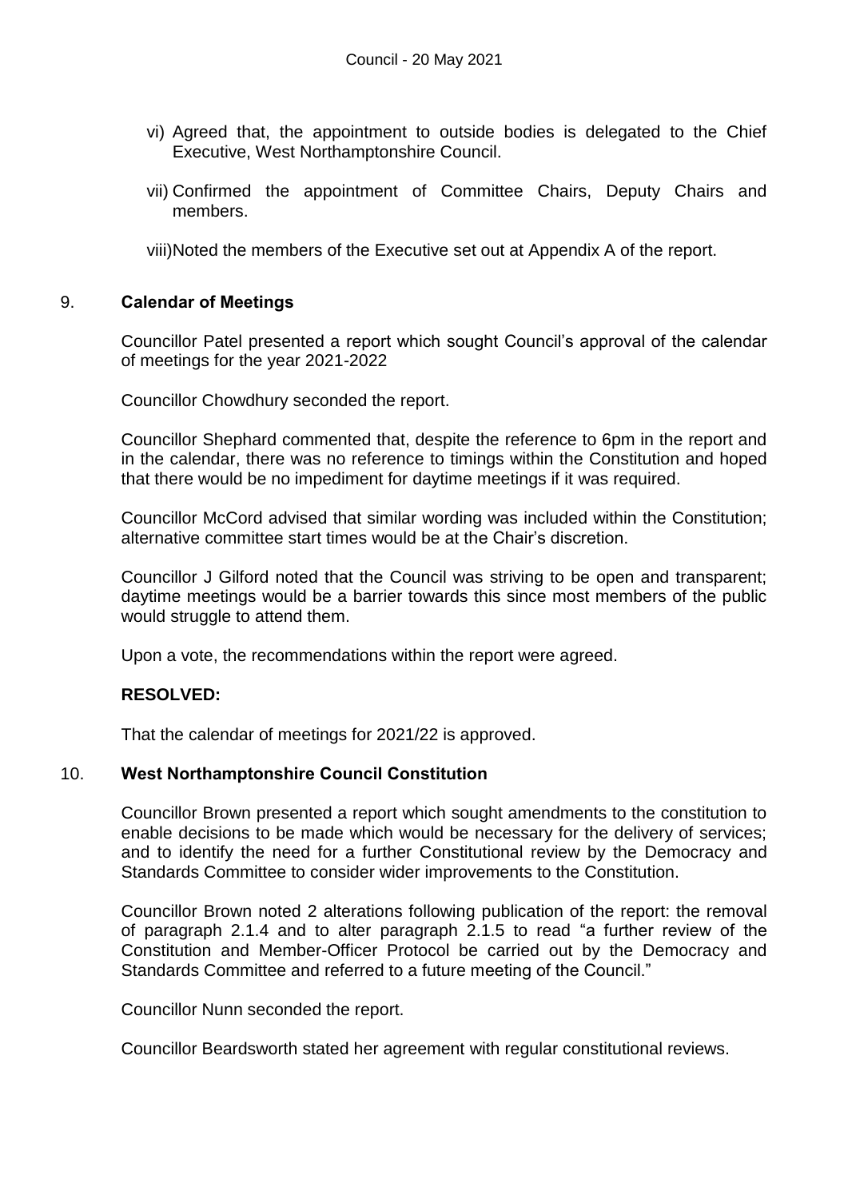vi) Agreed that, the appointment to outside bodies is delegated to the Chief Executive, West Northamptonshire Council.

vii) Confirmed the appointment of Committee Chairs, Deputy Chairs and members.

viii) Noted the members of the Executive set out at Appendix A of the report.

## 9. Calendar of Meetings

Councillor Patel presented a report which sought Council's approval of the calendar of meetings for the year 2021-2022

Councillor Chowdhury seconded the report.

Councillor Shephard commented that, despite the reference to 6pm in the report and in the calendar, there was no reference to timings within the Constitution and hoped that there would be no impediment for daytime meetings if it was required.

Councillor McCord advised that similar wording was included within the Constitution; alternative committee start times would be at the Chair's discretion.

Councillor J Gilford noted that the Council was striving to be open and transparent; daytime meetings would be a barrier towards this since most members of the public would struggle to attend them.

Upon a vote, the recommendations within the report were agreed.

**RESOLVED:**

That the calendar of meetings for 2021/22 is approved.

## 10. West Northamptonshire Council Constitution

Councillor Brown presented a report which sought amendments to the constitution to enable decisions to be made which would be necessary for the delivery of services; and to identify the need for a further Constitutional review by the Democracy and Standards Committee to consider wider improvements to the Constitution.

Councillor Brown noted 2 alterations following publication of the report: the removal of paragraph 2.1.4 and to alter paragraph 2.1.5 to read "a further review of the Constitution and Member-Officer Protocol be carried out by the Democracy and Standards Committee and referred to a future meeting of the Council."

Councillor Nunn seconded the report.

Councillor Beardsworth stated her agreement with regular constitutional reviews.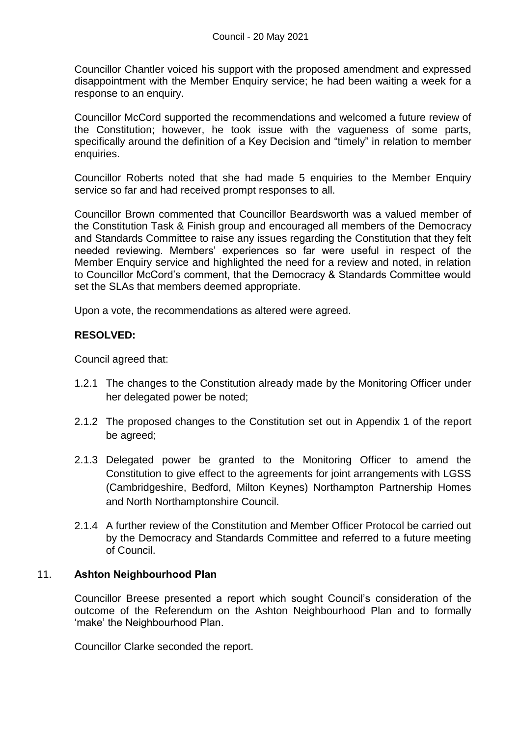Councillor Chantler voiced his support with the proposed amendment and expressed disappointment with the Member Enquiry service; he had been waiting a week for a response to an enquiry.

Councillor McCord supported the recommendations and welcomed a future review of the Constitution; however, he took issue with the vagueness of some parts, specifically around the definition of a Key Decision and "timely" in relation to member enquiries.

Councillor Roberts noted that she had made 5 enquiries to the Member Enquiry service so far and had received prompt responses to all.

Councillor Brown commented that Councillor Beardsworth was a valued member of the Constitution Task & Finish group and encouraged all members of the Democracy and Standards Committee to raise any issues regarding the Constitution that they felt needed reviewing. Members' experiences so far were useful in respect of the Member Enquiry service and highlighted the need for a review and noted, in relation to Councillor McCord's comment, that the Democracy & Standards Committee would set the SLAs that members deemed appropriate.

Upon a vote, the recommendations as altered were agreed.

**RESOLVED:**

Council agreed that:

1.2.1 The changes to the Constitution already made by the Monitoring Officer under her delegated power be noted;

2.1.2 The proposed changes to the Constitution set out in Appendix 1 of the report be agreed;

2.1.3 Delegated power be granted to the Monitoring Officer to amend the Constitution to give effect to the agreements for joint arrangements with LGSS (Cambridgeshire, Bedford, Milton Keynes) Northampton Partnership Homes and North Northamptonshire Council.

2.1.4 A further review of the Constitution and Member Officer Protocol be carried out by the Democracy and Standards Committee and referred to a future meeting of Council.

## 11. Ashton Neighbourhood Plan

Councillor Breese presented a report which sought Council's consideration of the outcome of the Referendum on the Ashton Neighbourhood Plan and to formally 'make' the Neighbourhood Plan.

Councillor Clarke seconded the report.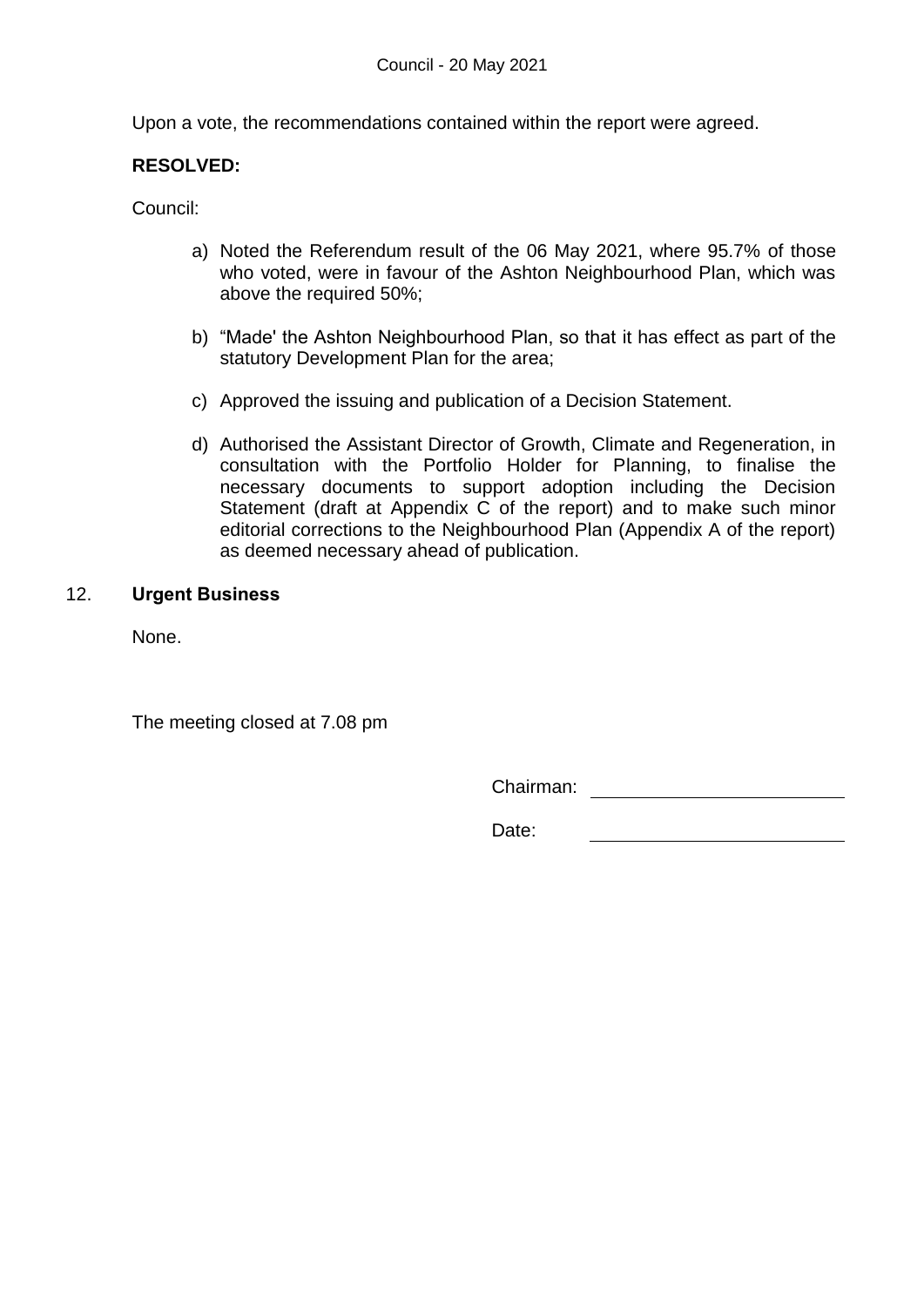Upon a vote, the recommendations contained within the report were agreed.

**RESOLVED:**

Council:

a) Noted the Referendum result of the 06 May 2021, where 95.7% of those who voted, were in favour of the Ashton Neighbourhood Plan, which was above the required 50%;

b) "Made' the Ashton Neighbourhood Plan, so that it has effect as part of the statutory Development Plan for the area;

c) Approved the issuing and publication of a Decision Statement.

d) Authorised the Assistant Director of Growth, Climate and Regeneration, in consultation with the Portfolio Holder for Planning, to finalise the necessary documents to support adoption including the Decision Statement (draft at Appendix C of the report) and to make such minor editorial corrections to the Neighbourhood Plan (Appendix A of the report) as deemed necessary ahead of publication.

## 12. **Urgent Business**

None.

The meeting closed at 7.08 pm

Chairman: ____________________

Date: ____________________